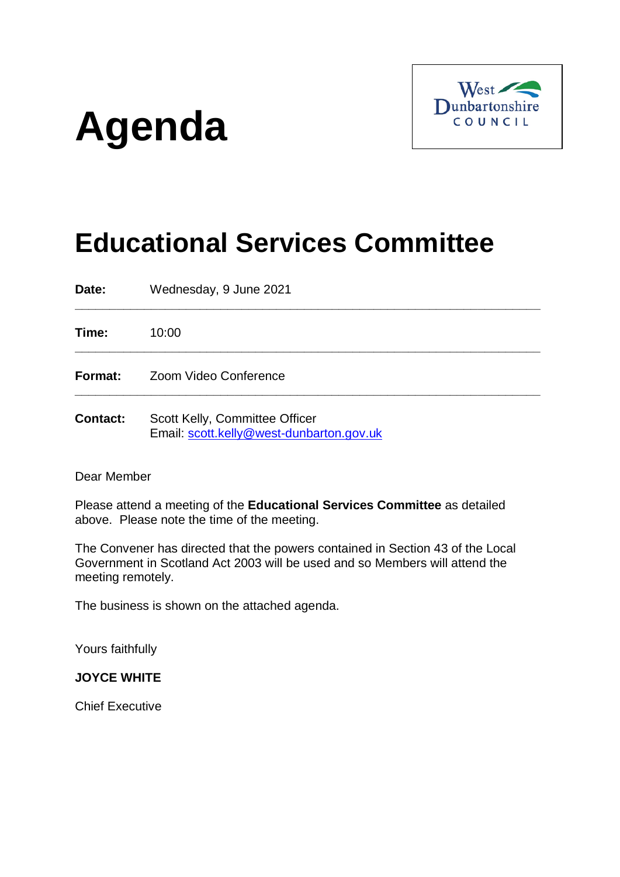# Agenda

West Dunbartonshire COUNCIL

## Educational Services Committee

**Date:** Wednesday, 9 June 2021

---

**Time:** 10:00

---

**Format:** Zoom Video Conference

---

**Contact:** Scott Kelly, Committee Officer
Email: scott.kelly@west-dunbarton.gov.uk

Dear Member

Please attend a meeting of the **Educational Services Committee** as detailed above. Please note the time of the meeting.

The Convener has directed that the powers contained in Section 43 of the Local Government in Scotland Act 2003 will be used and so Members will attend the meeting remotely.

The business is shown on the attached agenda.

Yours faithfully

**JOYCE WHITE**

Chief Executive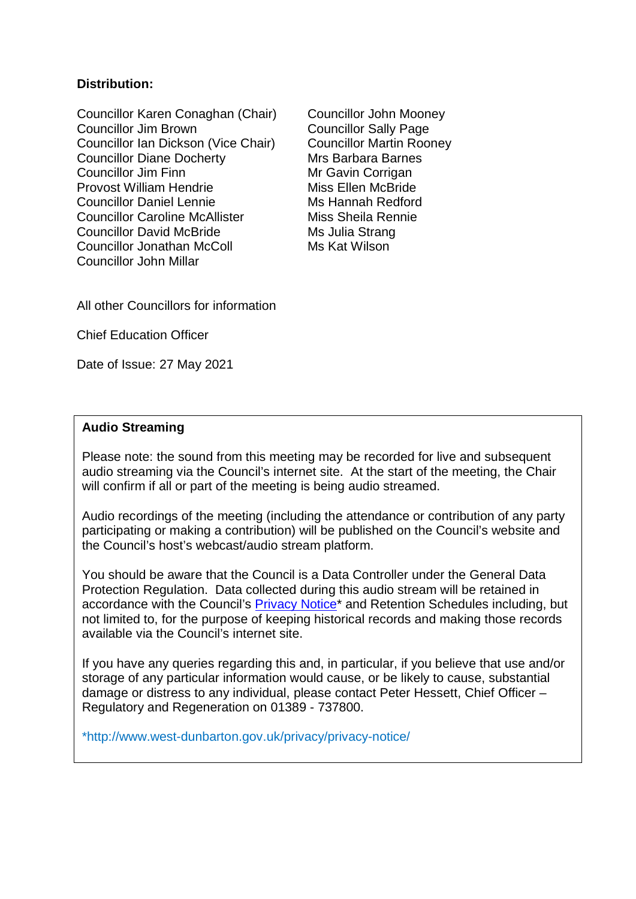**Distribution:**

Councillor Karen Conaghan (Chair)
Councillor Jim Brown
Councillor Ian Dickson (Vice Chair)
Councillor Diane Docherty
Councillor Jim Finn
Provost William Hendrie
Councillor Daniel Lennie
Councillor Caroline McAllister
Councillor David McBride
Councillor Jonathan McColl
Councillor John Millar
Councillor John Mooney
Councillor Sally Page
Councillor Martin Rooney
Mrs Barbara Barnes
Mr Gavin Corrigan
Miss Ellen McBride
Ms Hannah Redford
Miss Sheila Rennie
Ms Julia Strang
Ms Kat Wilson

All other Councillors for information

Chief Education Officer

Date of Issue: 27 May 2021

**Audio Streaming**

Please note: the sound from this meeting may be recorded for live and subsequent audio streaming via the Council's internet site. At the start of the meeting, the Chair will confirm if all or part of the meeting is being audio streamed.

Audio recordings of the meeting (including the attendance or contribution of any party participating or making a contribution) will be published on the Council's website and the Council's host's webcast/audio stream platform.

You should be aware that the Council is a Data Controller under the General Data Protection Regulation. Data collected during this audio stream will be retained in accordance with the Council's Privacy Notice* and Retention Schedules including, but not limited to, for the purpose of keeping historical records and making those records available via the Council's internet site.

If you have any queries regarding this and, in particular, if you believe that use and/or storage of any particular information would cause, or be likely to cause, substantial damage or distress to any individual, please contact Peter Hessett, Chief Officer – Regulatory and Regeneration on 01389 - 737800.

*http://www.west-dunbarton.gov.uk/privacy/privacy-notice/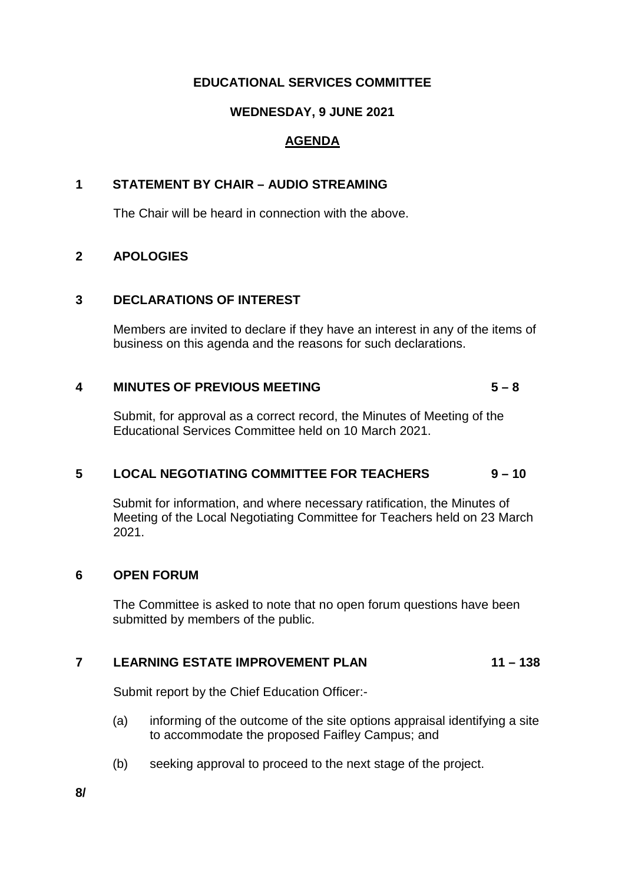**EDUCATIONAL SERVICES COMMITTEE**

**WEDNESDAY, 9 JUNE 2021**

**AGENDA**

**1 STATEMENT BY CHAIR – AUDIO STREAMING**

The Chair will be heard in connection with the above.

**2 APOLOGIES**

**3 DECLARATIONS OF INTEREST**

Members are invited to declare if they have an interest in any of the items of business on this agenda and the reasons for such declarations.

**4 MINUTES OF PREVIOUS MEETING 5 – 8**

Submit, for approval as a correct record, the Minutes of Meeting of the Educational Services Committee held on 10 March 2021.

**5 LOCAL NEGOTIATING COMMITTEE FOR TEACHERS 9 – 10**

Submit for information, and where necessary ratification, the Minutes of Meeting of the Local Negotiating Committee for Teachers held on 23 March 2021.

**6 OPEN FORUM**

The Committee is asked to note that no open forum questions have been submitted by members of the public.

**7 LEARNING ESTATE IMPROVEMENT PLAN 11 – 138**

Submit report by the Chief Education Officer:-

(a) informing of the outcome of the site options appraisal identifying a site to accommodate the proposed Faifley Campus; and

(b) seeking approval to proceed to the next stage of the project.

**8/**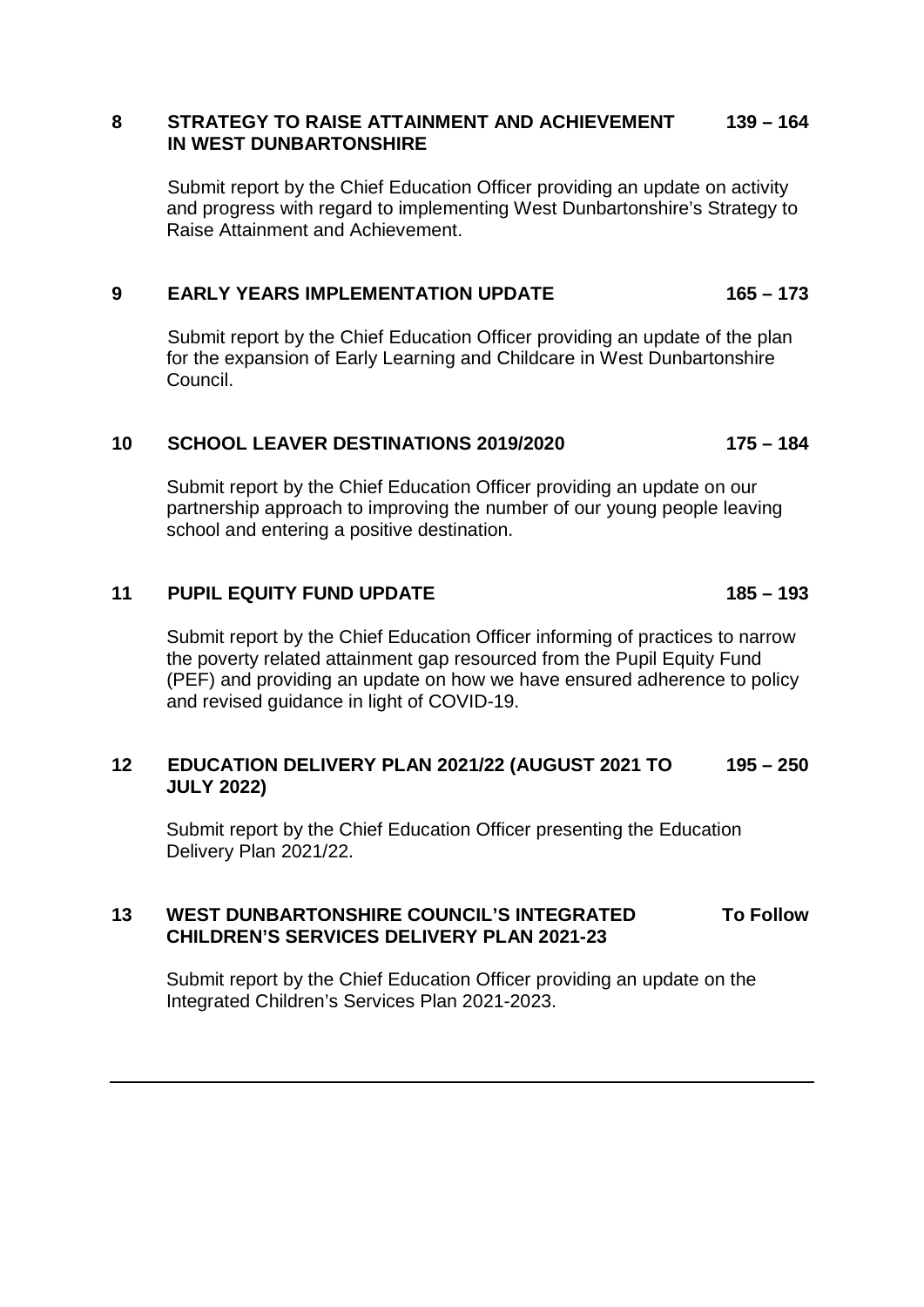**8 STRATEGY TO RAISE ATTAINMENT AND ACHIEVEMENT IN WEST DUNBARTONSHIRE** **139 – 164**

Submit report by the Chief Education Officer providing an update on activity and progress with regard to implementing West Dunbartonshire's Strategy to Raise Attainment and Achievement.

**9 EARLY YEARS IMPLEMENTATION UPDATE** **165 – 173**

Submit report by the Chief Education Officer providing an update of the plan for the expansion of Early Learning and Childcare in West Dunbartonshire Council.

**10 SCHOOL LEAVER DESTINATIONS 2019/2020** **175 – 184**

Submit report by the Chief Education Officer providing an update on our partnership approach to improving the number of our young people leaving school and entering a positive destination.

**11 PUPIL EQUITY FUND UPDATE** **185 – 193**

Submit report by the Chief Education Officer informing of practices to narrow the poverty related attainment gap resourced from the Pupil Equity Fund (PEF) and providing an update on how we have ensured adherence to policy and revised guidance in light of COVID-19.

**12 EDUCATION DELIVERY PLAN 2021/22 (AUGUST 2021 TO JULY 2022)** **195 – 250**

Submit report by the Chief Education Officer presenting the Education Delivery Plan 2021/22.

**13 WEST DUNBARTONSHIRE COUNCIL'S INTEGRATED CHILDREN'S SERVICES DELIVERY PLAN 2021-23** **To Follow**

Submit report by the Chief Education Officer providing an update on the Integrated Children's Services Plan 2021-2023.

---